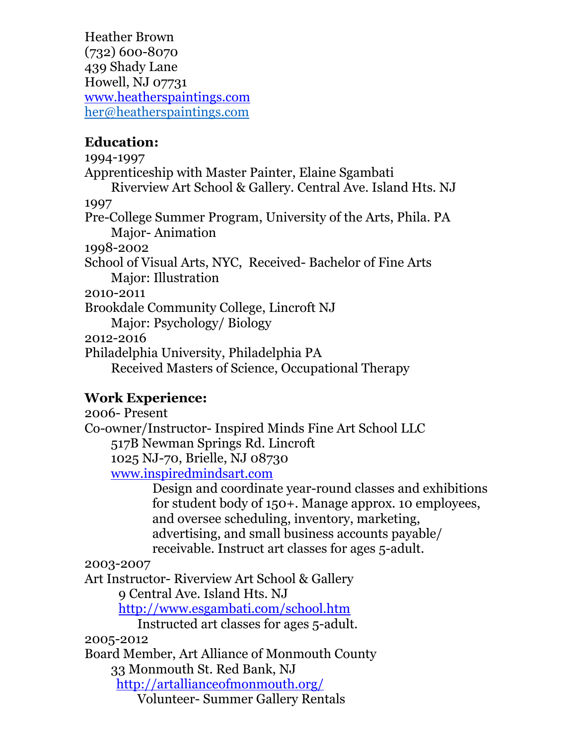Heather Brown
(732) 600-8070
439 Shady Lane
Howell, NJ 07731
www.heatherspaintings.com
her@heatherspaintings.com

**Education:**

1994-1997
Apprenticeship with Master Painter, Elaine Sgambati
Riverview Art School & Gallery. Central Ave. Island Hts. NJ

1997
Pre-College Summer Program, University of the Arts, Phila. PA
Major- Animation

1998-2002
School of Visual Arts, NYC, Received- Bachelor of Fine Arts
Major: Illustration

2010-2011
Brookdale Community College, Lincroft NJ
Major: Psychology/ Biology

2012-2016
Philadelphia University, Philadelphia PA
Received Masters of Science, Occupational Therapy

**Work Experience:**

2006- Present
Co-owner/Instructor- Inspired Minds Fine Art School LLC
517B Newman Springs Rd. Lincroft
1025 NJ-70, Brielle, NJ 08730
www.inspiredmindsart.com
Design and coordinate year-round classes and exhibitions for student body of 150+. Manage approx. 10 employees, and oversee scheduling, inventory, marketing, advertising, and small business accounts payable/ receivable. Instruct art classes for ages 5-adult.

2003-2007
Art Instructor- Riverview Art School & Gallery
9 Central Ave. Island Hts. NJ
http://www.esgambati.com/school.htm
Instructed art classes for ages 5-adult.

2005-2012
Board Member, Art Alliance of Monmouth County
33 Monmouth St. Red Bank, NJ
http://artallianceofmonmouth.org/
Volunteer- Summer Gallery Rentals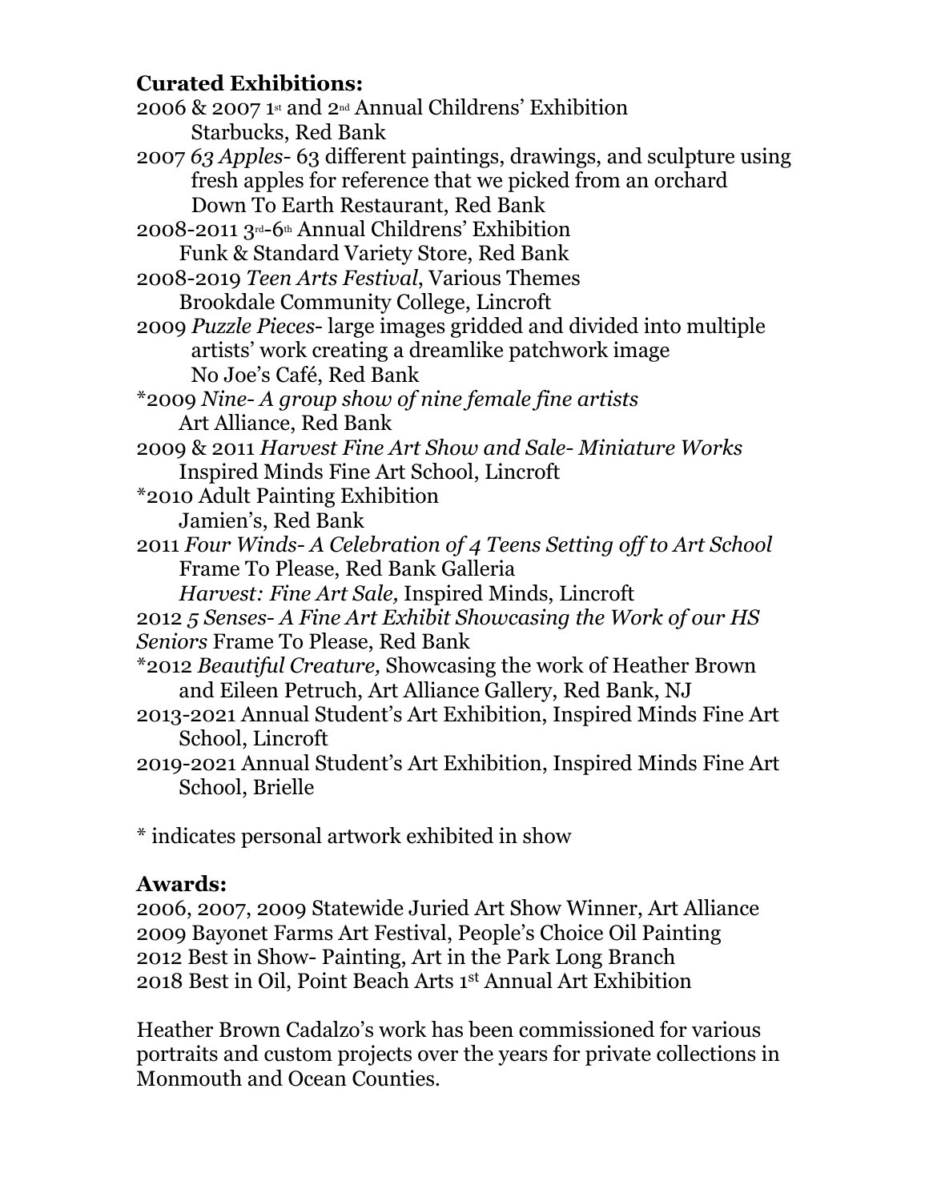**Curated Exhibitions:**

2006 & 2007 1st and 2nd Annual Childrens' Exhibition
Starbucks, Red Bank

2007 *63 Apples*- 63 different paintings, drawings, and sculpture using fresh apples for reference that we picked from an orchard
Down To Earth Restaurant, Red Bank

2008-2011 3rd-6th Annual Childrens' Exhibition
Funk & Standard Variety Store, Red Bank

2008-2019 *Teen Arts Festival*, Various Themes
Brookdale Community College, Lincroft

2009 *Puzzle Pieces*- large images gridded and divided into multiple artists' work creating a dreamlike patchwork image
No Joe's Café, Red Bank

*2009 *Nine- A group show of nine female fine artists*
Art Alliance, Red Bank

2009 & 2011 *Harvest Fine Art Show and Sale- Miniature Works*
Inspired Minds Fine Art School, Lincroft

*2010 Adult Painting Exhibition
Jamien's, Red Bank

2011 *Four Winds- A Celebration of 4 Teens Setting off to Art School*
Frame To Please, Red Bank Galleria
*Harvest: Fine Art Sale,* Inspired Minds, Lincroft

2012 *5 Senses- A Fine Art Exhibit Showcasing the Work of our HS Seniors* Frame To Please, Red Bank

*2012 *Beautiful Creature,* Showcasing the work of Heather Brown and Eileen Petruch, Art Alliance Gallery, Red Bank, NJ

2013-2021 Annual Student's Art Exhibition, Inspired Minds Fine Art School, Lincroft

2019-2021 Annual Student's Art Exhibition, Inspired Minds Fine Art School, Brielle

* indicates personal artwork exhibited in show

**Awards:**

2006, 2007, 2009 Statewide Juried Art Show Winner, Art Alliance
2009 Bayonet Farms Art Festival, People's Choice Oil Painting
2012 Best in Show- Painting, Art in the Park Long Branch
2018 Best in Oil, Point Beach Arts 1st Annual Art Exhibition

Heather Brown Cadalzo's work has been commissioned for various portraits and custom projects over the years for private collections in Monmouth and Ocean Counties.